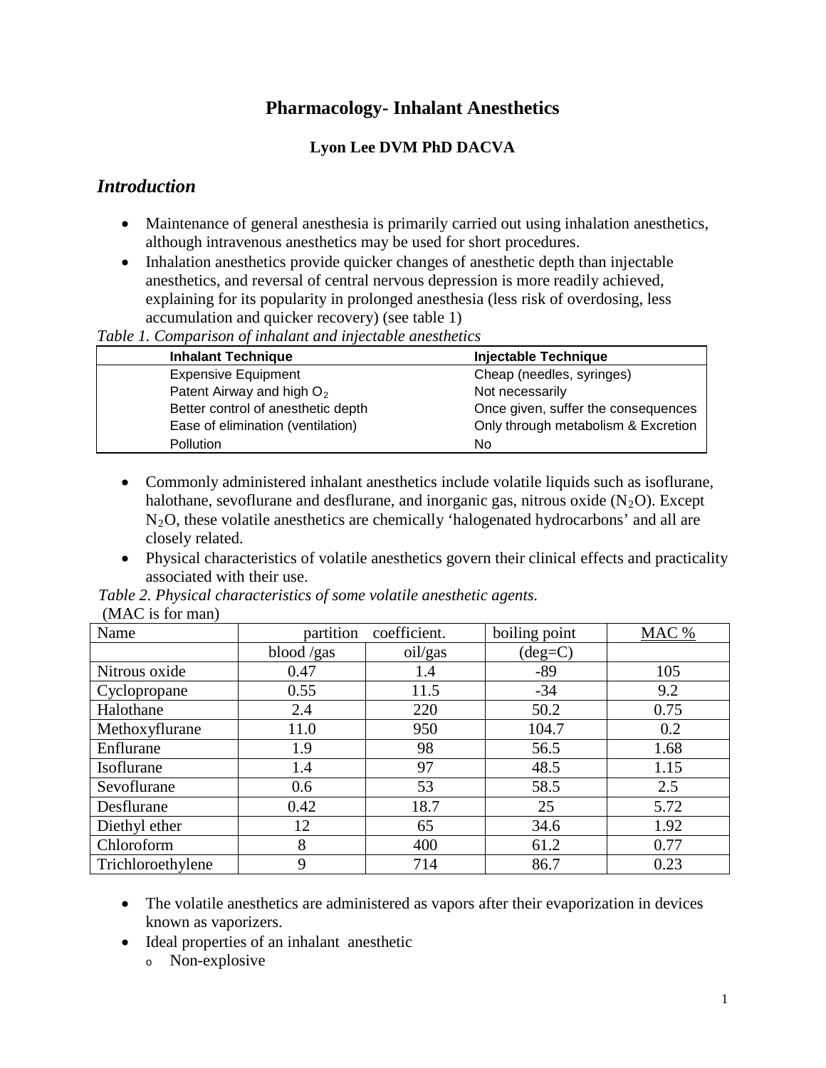# Pharmacology- Inhalant Anesthetics

**Lyon Lee DVM PhD DACVA**

## *Introduction*

- Maintenance of general anesthesia is primarily carried out using inhalation anesthetics, although intravenous anesthetics may be used for short procedures.
- Inhalation anesthetics provide quicker changes of anesthetic depth than injectable anesthetics, and reversal of central nervous depression is more readily achieved, explaining for its popularity in prolonged anesthesia (less risk of overdosing, less accumulation and quicker recovery) (see table 1)

*Table 1. Comparison of inhalant and injectable anesthetics*

| Inhalant Technique | Injectable Technique |
|---|---|
| Expensive Equipment | Cheap (needles, syringes) |
| Patent Airway and high $O_2$ | Not necessarily |
| Better control of anesthetic depth | Once given, suffer the consequences |
| Ease of elimination (ventilation) | Only through metabolism & Excretion |
| Pollution | No |

- Commonly administered inhalant anesthetics include volatile liquids such as isoflurane, halothane, sevoflurane and desflurane, and inorganic gas, nitrous oxide ($N_2O$). Except $N_2O$, these volatile anesthetics are chemically 'halogenated hydrocarbons' and all are closely related.
- Physical characteristics of volatile anesthetics govern their clinical effects and practicality associated with their use.

*Table 2. Physical characteristics of some volatile anesthetic agents.*
(MAC is for man)

| Name | partition coefficient. | | boiling point | MAC % |
|---|---|---|---|---|
| | blood /gas | oil/gas | (deg=C) | |
| Nitrous oxide | 0.47 | 1.4 | -89 | 105 |
| Cyclopropane | 0.55 | 11.5 | -34 | 9.2 |
| Halothane | 2.4 | 220 | 50.2 | 0.75 |
| Methoxyflurane | 11.0 | 950 | 104.7 | 0.2 |
| Enflurane | 1.9 | 98 | 56.5 | 1.68 |
| Isoflurane | 1.4 | 97 | 48.5 | 1.15 |
| Sevoflurane | 0.6 | 53 | 58.5 | 2.5 |
| Desflurane | 0.42 | 18.7 | 25 | 5.72 |
| Diethyl ether | 12 | 65 | 34.6 | 1.92 |
| Chloroform | 8 | 400 | 61.2 | 0.77 |
| Trichloroethylene | 9 | 714 | 86.7 | 0.23 |

- The volatile anesthetics are administered as vapors after their evaporization in devices known as vaporizers.
- Ideal properties of an inhalant anesthetic
  - Non-explosive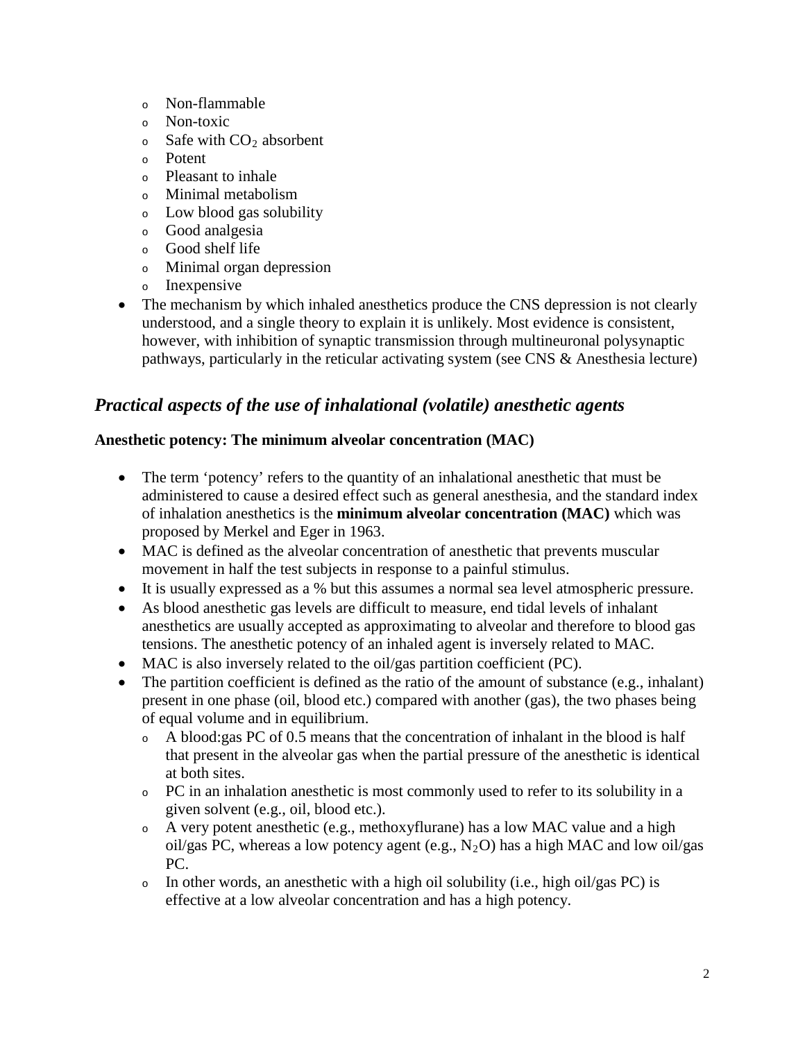- Non-flammable
  - Non-toxic
  - Safe with $CO_2$ absorbent
  - Potent
  - Pleasant to inhale
  - Minimal metabolism
  - Low blood gas solubility
  - Good analgesia
  - Good shelf life
  - Minimal organ depression
  - Inexpensive
- The mechanism by which inhaled anesthetics produce the CNS depression is not clearly understood, and a single theory to explain it is unlikely. Most evidence is consistent, however, with inhibition of synaptic transmission through multineuronal polysynaptic pathways, particularly in the reticular activating system (see CNS & Anesthesia lecture)

## *Practical aspects of the use of inhalational (volatile) anesthetic agents*

### Anesthetic potency: The minimum alveolar concentration (MAC)

- The term 'potency' refers to the quantity of an inhalational anesthetic that must be administered to cause a desired effect such as general anesthesia, and the standard index of inhalation anesthetics is the **minimum alveolar concentration (MAC)** which was proposed by Merkel and Eger in 1963.
- MAC is defined as the alveolar concentration of anesthetic that prevents muscular movement in half the test subjects in response to a painful stimulus.
- It is usually expressed as a % but this assumes a normal sea level atmospheric pressure.
- As blood anesthetic gas levels are difficult to measure, end tidal levels of inhalant anesthetics are usually accepted as approximating to alveolar and therefore to blood gas tensions. The anesthetic potency of an inhaled agent is inversely related to MAC.
- MAC is also inversely related to the oil/gas partition coefficient (PC).
- The partition coefficient is defined as the ratio of the amount of substance (e.g., inhalant) present in one phase (oil, blood etc.) compared with another (gas), the two phases being of equal volume and in equilibrium.
  - A blood:gas PC of 0.5 means that the concentration of inhalant in the blood is half that present in the alveolar gas when the partial pressure of the anesthetic is identical at both sites.
  - PC in an inhalation anesthetic is most commonly used to refer to its solubility in a given solvent (e.g., oil, blood etc.).
  - A very potent anesthetic (e.g., methoxyflurane) has a low MAC value and a high oil/gas PC, whereas a low potency agent (e.g., $N_2O$) has a high MAC and low oil/gas PC.
  - In other words, an anesthetic with a high oil solubility (i.e., high oil/gas PC) is effective at a low alveolar concentration and has a high potency.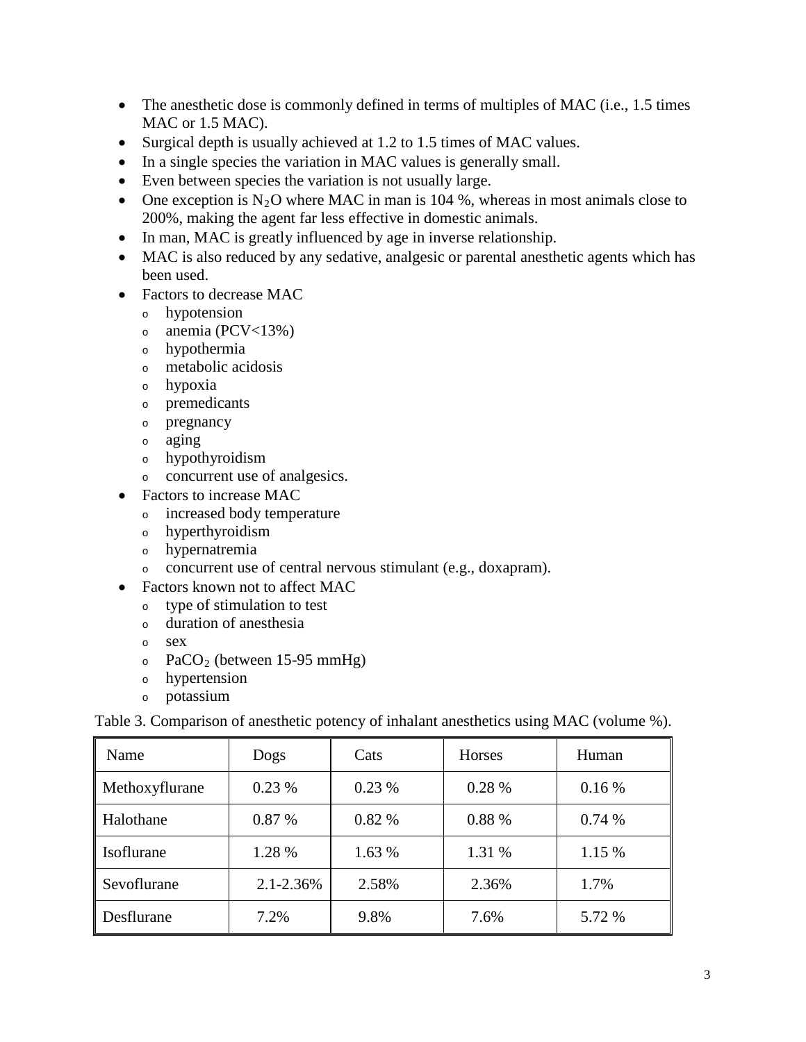- The anesthetic dose is commonly defined in terms of multiples of MAC (i.e., 1.5 times MAC or 1.5 MAC).
- Surgical depth is usually achieved at 1.2 to 1.5 times of MAC values.
- In a single species the variation in MAC values is generally small.
- Even between species the variation is not usually large.
- One exception is $N_2O$ where MAC in man is 104 %, whereas in most animals close to 200%, making the agent far less effective in domestic animals.
- In man, MAC is greatly influenced by age in inverse relationship.
- MAC is also reduced by any sedative, analgesic or parental anesthetic agents which has been used.
- Factors to decrease MAC
  - hypotension
  - anemia (PCV<13%)
  - hypothermia
  - metabolic acidosis
  - hypoxia
  - premedicants
  - pregnancy
  - aging
  - hypothyroidism
  - concurrent use of analgesics.
- Factors to increase MAC
  - increased body temperature
  - hyperthyroidism
  - hypernatremia
  - concurrent use of central nervous stimulant (e.g., doxapram).
- Factors known not to affect MAC
  - type of stimulation to test
  - duration of anesthesia
  - sex
  - $PaCO_2$ (between 15-95 mmHg)
  - hypertension
  - potassium

Table 3. Comparison of anesthetic potency of inhalant anesthetics using MAC (volume %).

| Name | Dogs | Cats | Horses | Human |
|---|---|---|---|---|
| Methoxyflurane | 0.23 % | 0.23 % | 0.28 % | 0.16 % |
| Halothane | 0.87 % | 0.82 % | 0.88 % | 0.74 % |
| Isoflurane | 1.28 % | 1.63 % | 1.31 % | 1.15 % |
| Sevoflurane | 2.1-2.36% | 2.58% | 2.36% | 1.7% |
| Desflurane | 7.2% | 9.8% | 7.6% | 5.72 % |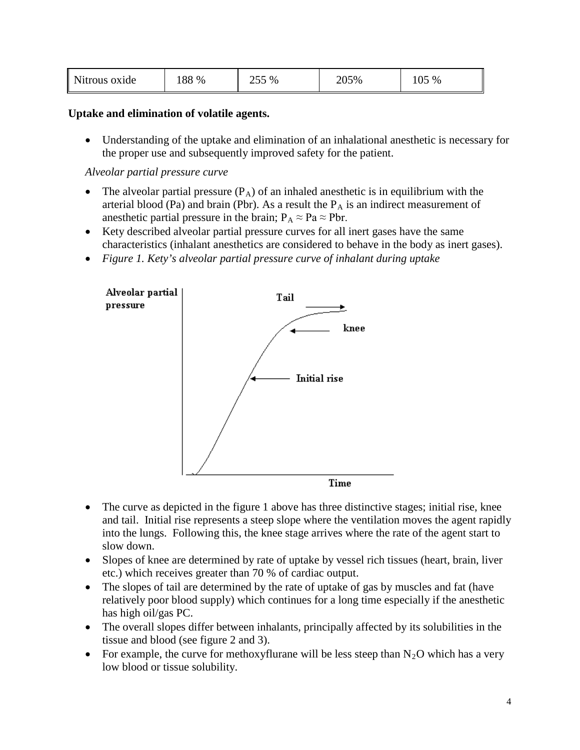| Nitrous oxide | 188 % | 255 % | 205% | 105 % |
|---|---|---|---|---|

**Uptake and elimination of volatile agents.**

- Understanding of the uptake and elimination of an inhalational anesthetic is necessary for the proper use and subsequently improved safety for the patient.

*Alveolar partial pressure curve*

- The alveolar partial pressure ($P_A$) of an inhaled anesthetic is in equilibrium with the arterial blood (Pa) and brain (Pbr). As a result the $P_A$ is an indirect measurement of anesthetic partial pressure in the brain; $P_A \approx Pa \approx Pbr$.
- Kety described alveolar partial pressure curves for all inert gases have the same characteristics (inhalant anesthetics are considered to behave in the body as inert gases).
- *Figure 1. Kety's alveolar partial pressure curve of inhalant during uptake*

- The curve as depicted in the figure 1 above has three distinctive stages; initial rise, knee and tail. Initial rise represents a steep slope where the ventilation moves the agent rapidly into the lungs. Following this, the knee stage arrives where the rate of the agent start to slow down.
- Slopes of knee are determined by rate of uptake by vessel rich tissues (heart, brain, liver etc.) which receives greater than 70 % of cardiac output.
- The slopes of tail are determined by the rate of uptake of gas by muscles and fat (have relatively poor blood supply) which continues for a long time especially if the anesthetic has high oil/gas PC.
- The overall slopes differ between inhalants, principally affected by its solubilities in the tissue and blood (see figure 2 and 3).
- For example, the curve for methoxyflurane will be less steep than $N_2O$ which has a very low blood or tissue solubility.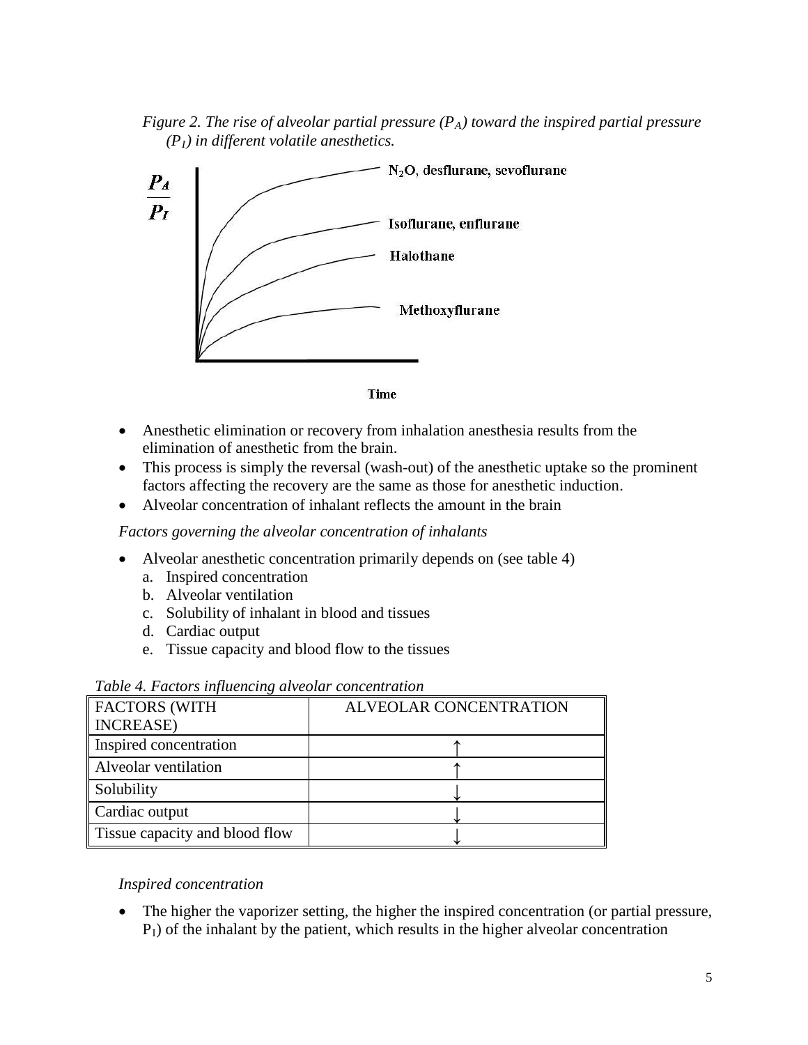*Figure 2. The rise of alveolar partial pressure ($P_A$) toward the inspired partial pressure ($P_I$) in different volatile anesthetics.*

- Anesthetic elimination or recovery from inhalation anesthesia results from the elimination of anesthetic from the brain.
- This process is simply the reversal (wash-out) of the anesthetic uptake so the prominent factors affecting the recovery are the same as those for anesthetic induction.
- Alveolar concentration of inhalant reflects the amount in the brain

*Factors governing the alveolar concentration of inhalants*

- Alveolar anesthetic concentration primarily depends on (see table 4)
  a. Inspired concentration
  b. Alveolar ventilation
  c. Solubility of inhalant in blood and tissues
  d. Cardiac output
  e. Tissue capacity and blood flow to the tissues

*Table 4. Factors influencing alveolar concentration*

| FACTORS (WITH INCREASE) | ALVEOLAR CONCENTRATION |
|---|---|
| Inspired concentration | ↑ |
| Alveolar ventilation | ↑ |
| Solubility | ↓ |
| Cardiac output | ↓ |
| Tissue capacity and blood flow | ↓ |

*Inspired concentration*

- The higher the vaporizer setting, the higher the inspired concentration (or partial pressure, $P_I$) of the inhalant by the patient, which results in the higher alveolar concentration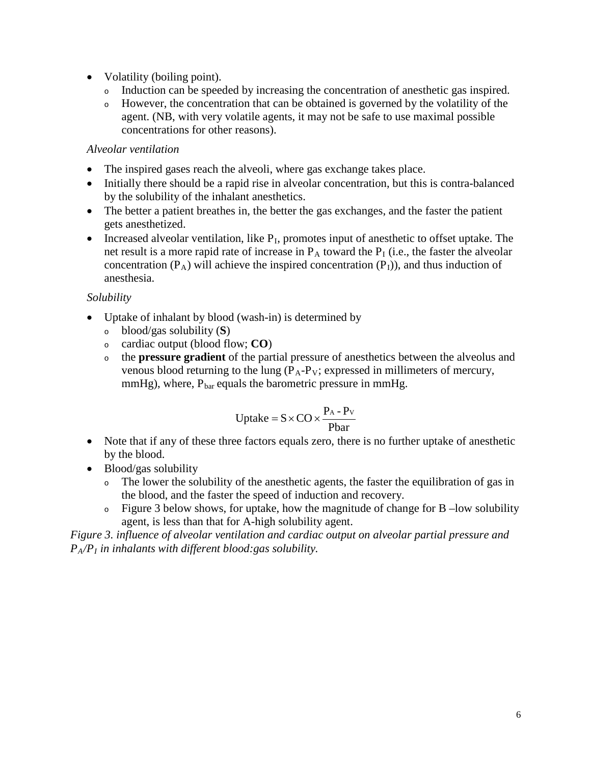- Volatility (boiling point).
  - Induction can be speeded by increasing the concentration of anesthetic gas inspired.
  - However, the concentration that can be obtained is governed by the volatility of the agent. (NB, with very volatile agents, it may not be safe to use maximal possible concentrations for other reasons).

*Alveolar ventilation*

- The inspired gases reach the alveoli, where gas exchange takes place.
- Initially there should be a rapid rise in alveolar concentration, but this is contra-balanced by the solubility of the inhalant anesthetics.
- The better a patient breathes in, the better the gas exchanges, and the faster the patient gets anesthetized.
- Increased alveolar ventilation, like $P_I$, promotes input of anesthetic to offset uptake. The net result is a more rapid rate of increase in $P_A$ toward the $P_I$ (i.e., the faster the alveolar concentration ($P_A$) will achieve the inspired concentration ($P_I$)), and thus induction of anesthesia.

*Solubility*

- Uptake of inhalant by blood (wash-in) is determined by
  - blood/gas solubility (**S**)
  - cardiac output (blood flow; **CO**)
  - the **pressure gradient** of the partial pressure of anesthetics between the alveolus and venous blood returning to the lung ($P_A$-$P_V$; expressed in millimeters of mercury, mmHg), where, $P_{bar}$ equals the barometric pressure in mmHg.

$$\text{Uptake} = S \times CO \times \frac{P_A - P_V}{\text{Pbar}}$$

- Note that if any of these three factors equals zero, there is no further uptake of anesthetic by the blood.
- Blood/gas solubility
  - The lower the solubility of the anesthetic agents, the faster the equilibration of gas in the blood, and the faster the speed of induction and recovery.
  - Figure 3 below shows, for uptake, how the magnitude of change for B –low solubility agent, is less than that for A-high solubility agent.

*Figure 3. influence of alveolar ventilation and cardiac output on alveolar partial pressure and $P_A/P_I$ in inhalants with different blood:gas solubility.*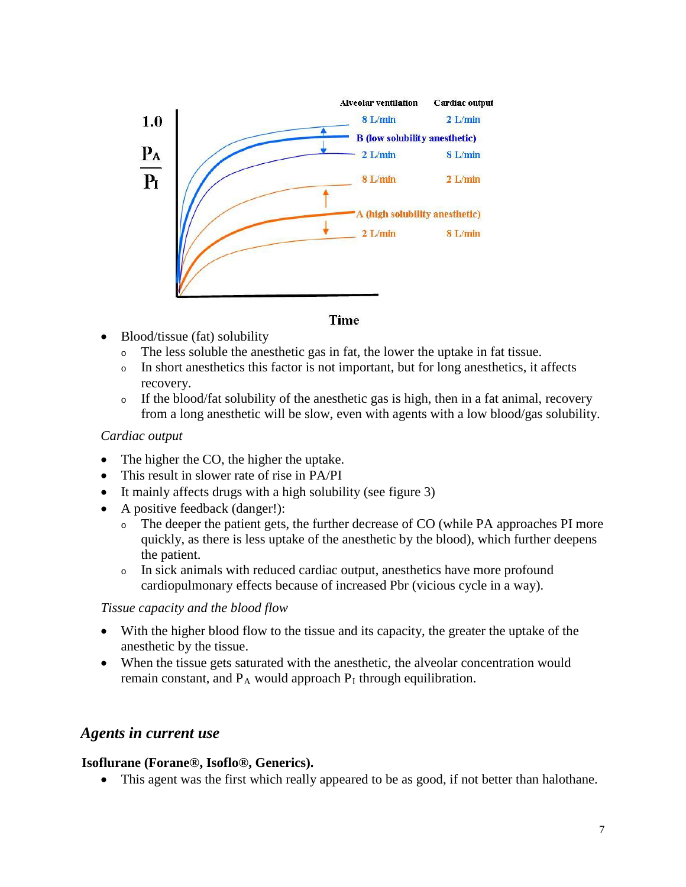| Alveolar ventilation | Cardiac output |
|---|---|
| 8 L/min | 2 L/min |
| B (low solubility anesthetic) | |
| 2 L/min | 8 L/min |
| 8 L/min | 2 L/min |
| A (high solubility anesthetic) | |
| 2 L/min | 8 L/min |

1.0

$\frac{P_A}{P_I}$

Time

- Blood/tissue (fat) solubility
  - The less soluble the anesthetic gas in fat, the lower the uptake in fat tissue.
  - In short anesthetics this factor is not important, but for long anesthetics, it affects recovery.
  - If the blood/fat solubility of the anesthetic gas is high, then in a fat animal, recovery from a long anesthetic will be slow, even with agents with a low blood/gas solubility.

*Cardiac output*

- The higher the CO, the higher the uptake.
- This result in slower rate of rise in PA/PI
- It mainly affects drugs with a high solubility (see figure 3)
- A positive feedback (danger!):
  - The deeper the patient gets, the further decrease of CO (while PA approaches PI more quickly, as there is less uptake of the anesthetic by the blood), which further deepens the patient.
  - In sick animals with reduced cardiac output, anesthetics have more profound cardiopulmonary effects because of increased Pbr (vicious cycle in a way).

*Tissue capacity and the blood flow*

- With the higher blood flow to the tissue and its capacity, the greater the uptake of the anesthetic by the tissue.
- When the tissue gets saturated with the anesthetic, the alveolar concentration would remain constant, and $P_A$ would approach $P_I$ through equilibration.

## *Agents in current use*

**Isoflurane (Forane®, Isoflo®, Generics).**

- This agent was the first which really appeared to be as good, if not better than halothane.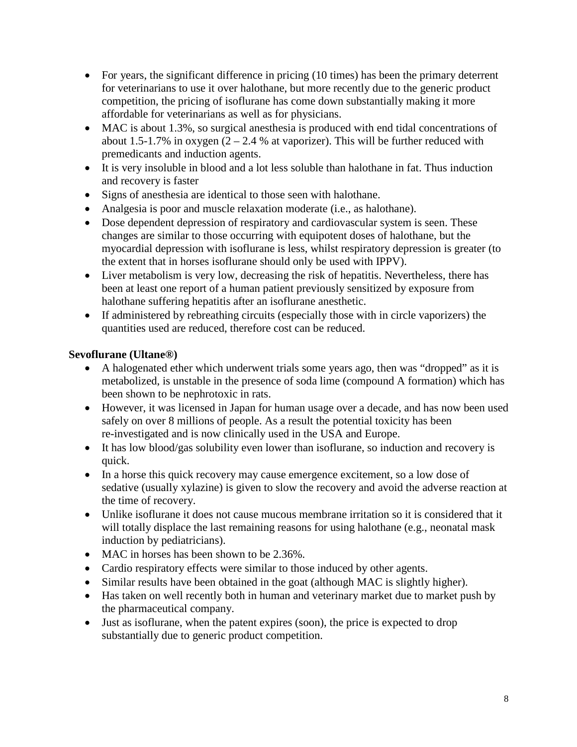- For years, the significant difference in pricing (10 times) has been the primary deterrent for veterinarians to use it over halothane, but more recently due to the generic product competition, the pricing of isoflurane has come down substantially making it more affordable for veterinarians as well as for physicians.
- MAC is about 1.3%, so surgical anesthesia is produced with end tidal concentrations of about 1.5-1.7% in oxygen (2 – 2.4 % at vaporizer). This will be further reduced with premedicants and induction agents.
- It is very insoluble in blood and a lot less soluble than halothane in fat. Thus induction and recovery is faster
- Signs of anesthesia are identical to those seen with halothane.
- Analgesia is poor and muscle relaxation moderate (i.e., as halothane).
- Dose dependent depression of respiratory and cardiovascular system is seen. These changes are similar to those occurring with equipotent doses of halothane, but the myocardial depression with isoflurane is less, whilst respiratory depression is greater (to the extent that in horses isoflurane should only be used with IPPV).
- Liver metabolism is very low, decreasing the risk of hepatitis. Nevertheless, there has been at least one report of a human patient previously sensitized by exposure from halothane suffering hepatitis after an isoflurane anesthetic.
- If administered by rebreathing circuits (especially those with in circle vaporizers) the quantities used are reduced, therefore cost can be reduced.

**Sevoflurane (Ultane®)**

- A halogenated ether which underwent trials some years ago, then was "dropped" as it is metabolized, is unstable in the presence of soda lime (compound A formation) which has been shown to be nephrotoxic in rats.
- However, it was licensed in Japan for human usage over a decade, and has now been used safely on over 8 millions of people. As a result the potential toxicity has been re-investigated and is now clinically used in the USA and Europe.
- It has low blood/gas solubility even lower than isoflurane, so induction and recovery is quick.
- In a horse this quick recovery may cause emergence excitement, so a low dose of sedative (usually xylazine) is given to slow the recovery and avoid the adverse reaction at the time of recovery.
- Unlike isoflurane it does not cause mucous membrane irritation so it is considered that it will totally displace the last remaining reasons for using halothane (e.g., neonatal mask induction by pediatricians).
- MAC in horses has been shown to be 2.36%.
- Cardio respiratory effects were similar to those induced by other agents.
- Similar results have been obtained in the goat (although MAC is slightly higher).
- Has taken on well recently both in human and veterinary market due to market push by the pharmaceutical company.
- Just as isoflurane, when the patent expires (soon), the price is expected to drop substantially due to generic product competition.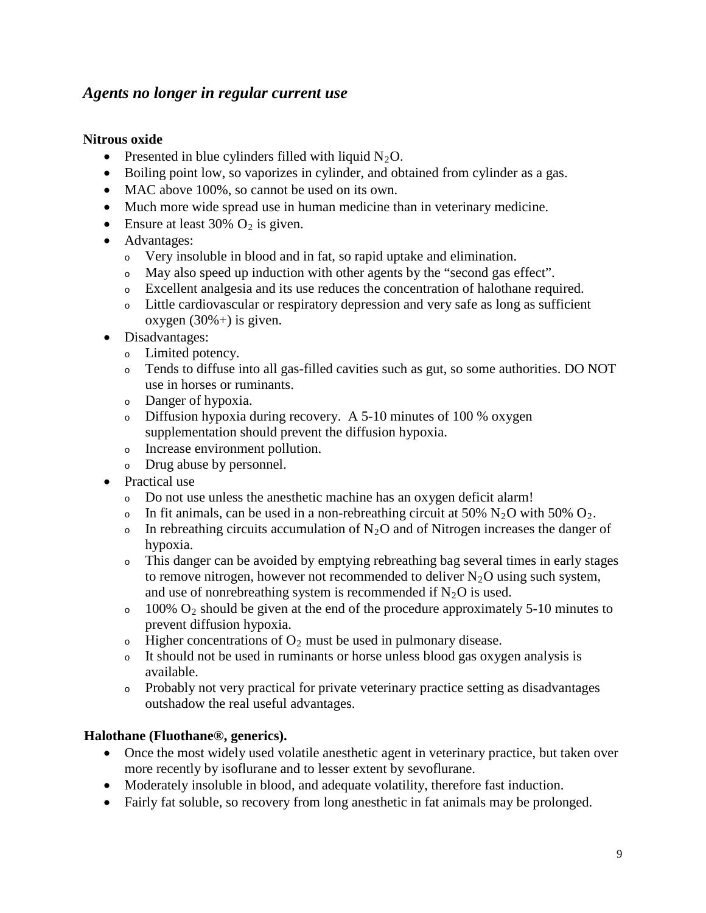## *Agents no longer in regular current use*

**Nitrous oxide**

- Presented in blue cylinders filled with liquid $N_2O$.
- Boiling point low, so vaporizes in cylinder, and obtained from cylinder as a gas.
- MAC above 100%, so cannot be used on its own.
- Much more wide spread use in human medicine than in veterinary medicine.
- Ensure at least 30% $O_2$ is given.
- Advantages:
  - Very insoluble in blood and in fat, so rapid uptake and elimination.
  - May also speed up induction with other agents by the "second gas effect".
  - Excellent analgesia and its use reduces the concentration of halothane required.
  - Little cardiovascular or respiratory depression and very safe as long as sufficient oxygen (30%+) is given.
- Disadvantages:
  - Limited potency.
  - Tends to diffuse into all gas-filled cavities such as gut, so some authorities. DO NOT use in horses or ruminants.
  - Danger of hypoxia.
  - Diffusion hypoxia during recovery. A 5-10 minutes of 100 % oxygen supplementation should prevent the diffusion hypoxia.
  - Increase environment pollution.
  - Drug abuse by personnel.
- Practical use
  - Do not use unless the anesthetic machine has an oxygen deficit alarm!
  - In fit animals, can be used in a non-rebreathing circuit at 50% $N_2O$ with 50% $O_2$.
  - In rebreathing circuits accumulation of $N_2O$ and of Nitrogen increases the danger of hypoxia.
  - This danger can be avoided by emptying rebreathing bag several times in early stages to remove nitrogen, however not recommended to deliver $N_2O$ using such system, and use of nonrebreathing system is recommended if $N_2O$ is used.
  - 100% $O_2$ should be given at the end of the procedure approximately 5-10 minutes to prevent diffusion hypoxia.
  - Higher concentrations of $O_2$ must be used in pulmonary disease.
  - It should not be used in ruminants or horse unless blood gas oxygen analysis is available.
  - Probably not very practical for private veterinary practice setting as disadvantages outshadow the real useful advantages.

**Halothane (Fluothane®, generics).**

- Once the most widely used volatile anesthetic agent in veterinary practice, but taken over more recently by isoflurane and to lesser extent by sevoflurane.
- Moderately insoluble in blood, and adequate volatility, therefore fast induction.
- Fairly fat soluble, so recovery from long anesthetic in fat animals may be prolonged.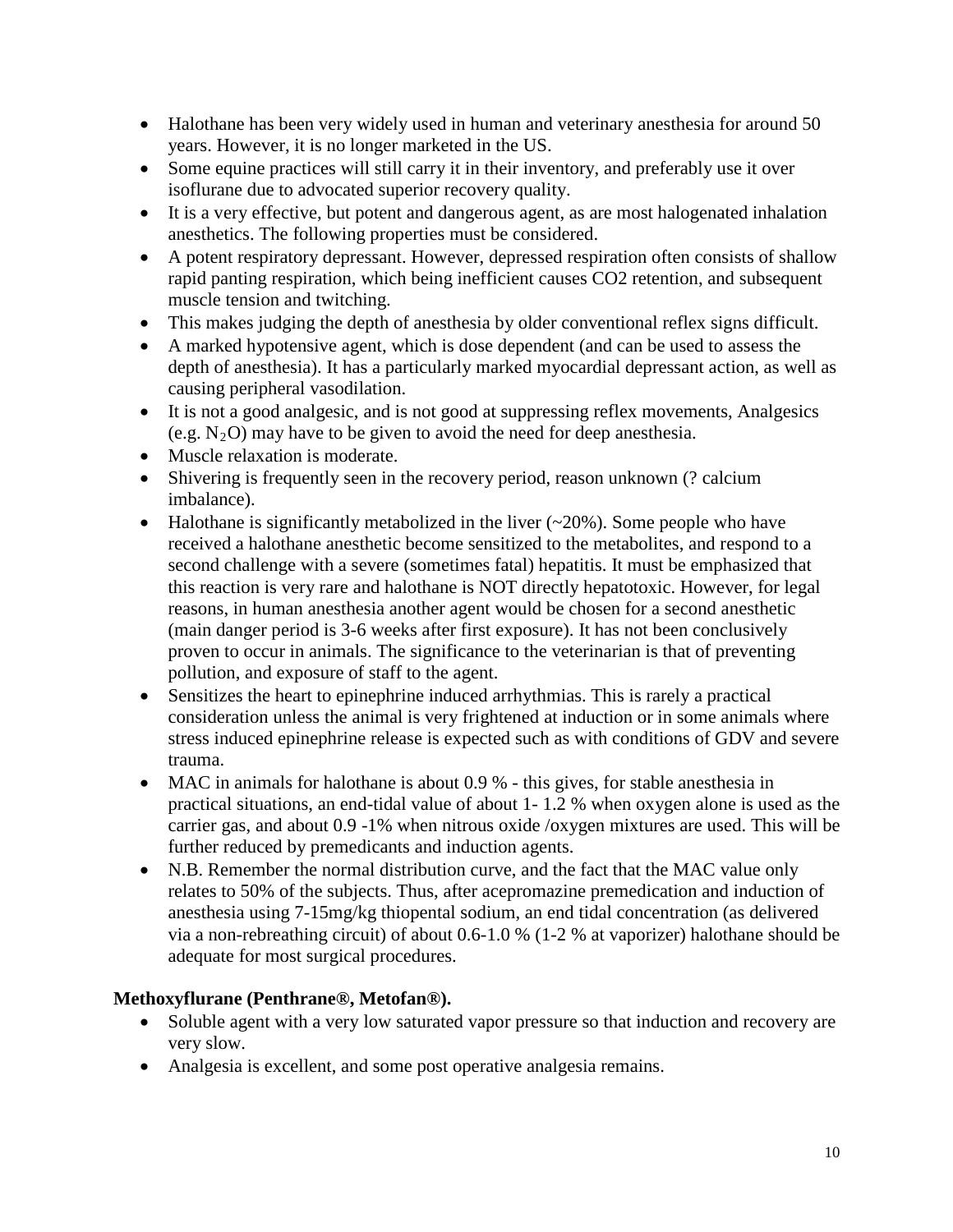- Halothane has been very widely used in human and veterinary anesthesia for around 50 years. However, it is no longer marketed in the US.
- Some equine practices will still carry it in their inventory, and preferably use it over isoflurane due to advocated superior recovery quality.
- It is a very effective, but potent and dangerous agent, as are most halogenated inhalation anesthetics. The following properties must be considered.
- A potent respiratory depressant. However, depressed respiration often consists of shallow rapid panting respiration, which being inefficient causes CO2 retention, and subsequent muscle tension and twitching.
- This makes judging the depth of anesthesia by older conventional reflex signs difficult.
- A marked hypotensive agent, which is dose dependent (and can be used to assess the depth of anesthesia). It has a particularly marked myocardial depressant action, as well as causing peripheral vasodilation.
- It is not a good analgesic, and is not good at suppressing reflex movements, Analgesics (e.g. $N_2O$) may have to be given to avoid the need for deep anesthesia.
- Muscle relaxation is moderate.
- Shivering is frequently seen in the recovery period, reason unknown (? calcium imbalance).
- Halothane is significantly metabolized in the liver (~20%). Some people who have received a halothane anesthetic become sensitized to the metabolites, and respond to a second challenge with a severe (sometimes fatal) hepatitis. It must be emphasized that this reaction is very rare and halothane is NOT directly hepatotoxic. However, for legal reasons, in human anesthesia another agent would be chosen for a second anesthetic (main danger period is 3-6 weeks after first exposure). It has not been conclusively proven to occur in animals. The significance to the veterinarian is that of preventing pollution, and exposure of staff to the agent.
- Sensitizes the heart to epinephrine induced arrhythmias. This is rarely a practical consideration unless the animal is very frightened at induction or in some animals where stress induced epinephrine release is expected such as with conditions of GDV and severe trauma.
- MAC in animals for halothane is about 0.9 % - this gives, for stable anesthesia in practical situations, an end-tidal value of about 1- 1.2 % when oxygen alone is used as the carrier gas, and about 0.9 -1% when nitrous oxide /oxygen mixtures are used. This will be further reduced by premedicants and induction agents.
- N.B. Remember the normal distribution curve, and the fact that the MAC value only relates to 50% of the subjects. Thus, after acepromazine premedication and induction of anesthesia using 7-15mg/kg thiopental sodium, an end tidal concentration (as delivered via a non-rebreathing circuit) of about 0.6-1.0 % (1-2 % at vaporizer) halothane should be adequate for most surgical procedures.

**Methoxyflurane (Penthrane®, Metofan®).**

- Soluble agent with a very low saturated vapor pressure so that induction and recovery are very slow.
- Analgesia is excellent, and some post operative analgesia remains.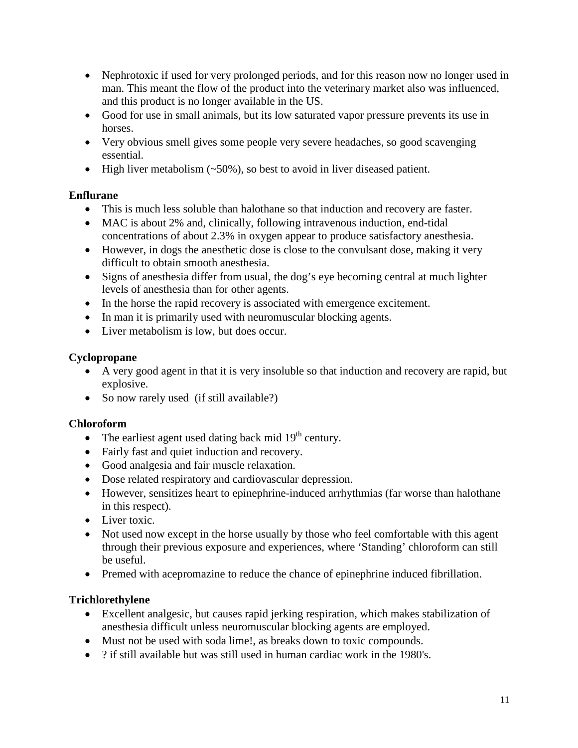- Nephrotoxic if used for very prolonged periods, and for this reason now no longer used in man. This meant the flow of the product into the veterinary market also was influenced, and this product is no longer available in the US.
- Good for use in small animals, but its low saturated vapor pressure prevents its use in horses.
- Very obvious smell gives some people very severe headaches, so good scavenging essential.
- High liver metabolism (~50%), so best to avoid in liver diseased patient.

**Enflurane**

- This is much less soluble than halothane so that induction and recovery are faster.
- MAC is about 2% and, clinically, following intravenous induction, end-tidal concentrations of about 2.3% in oxygen appear to produce satisfactory anesthesia.
- However, in dogs the anesthetic dose is close to the convulsant dose, making it very difficult to obtain smooth anesthesia.
- Signs of anesthesia differ from usual, the dog's eye becoming central at much lighter levels of anesthesia than for other agents.
- In the horse the rapid recovery is associated with emergence excitement.
- In man it is primarily used with neuromuscular blocking agents.
- Liver metabolism is low, but does occur.

**Cyclopropane**

- A very good agent in that it is very insoluble so that induction and recovery are rapid, but explosive.
- So now rarely used (if still available?)

**Chloroform**

- The earliest agent used dating back mid 19th century.
- Fairly fast and quiet induction and recovery.
- Good analgesia and fair muscle relaxation.
- Dose related respiratory and cardiovascular depression.
- However, sensitizes heart to epinephrine-induced arrhythmias (far worse than halothane in this respect).
- Liver toxic.
- Not used now except in the horse usually by those who feel comfortable with this agent through their previous exposure and experiences, where 'Standing' chloroform can still be useful.
- Premed with acepromazine to reduce the chance of epinephrine induced fibrillation.

**Trichlorethylene**

- Excellent analgesic, but causes rapid jerking respiration, which makes stabilization of anesthesia difficult unless neuromuscular blocking agents are employed.
- Must not be used with soda lime!, as breaks down to toxic compounds.
- ? if still available but was still used in human cardiac work in the 1980's.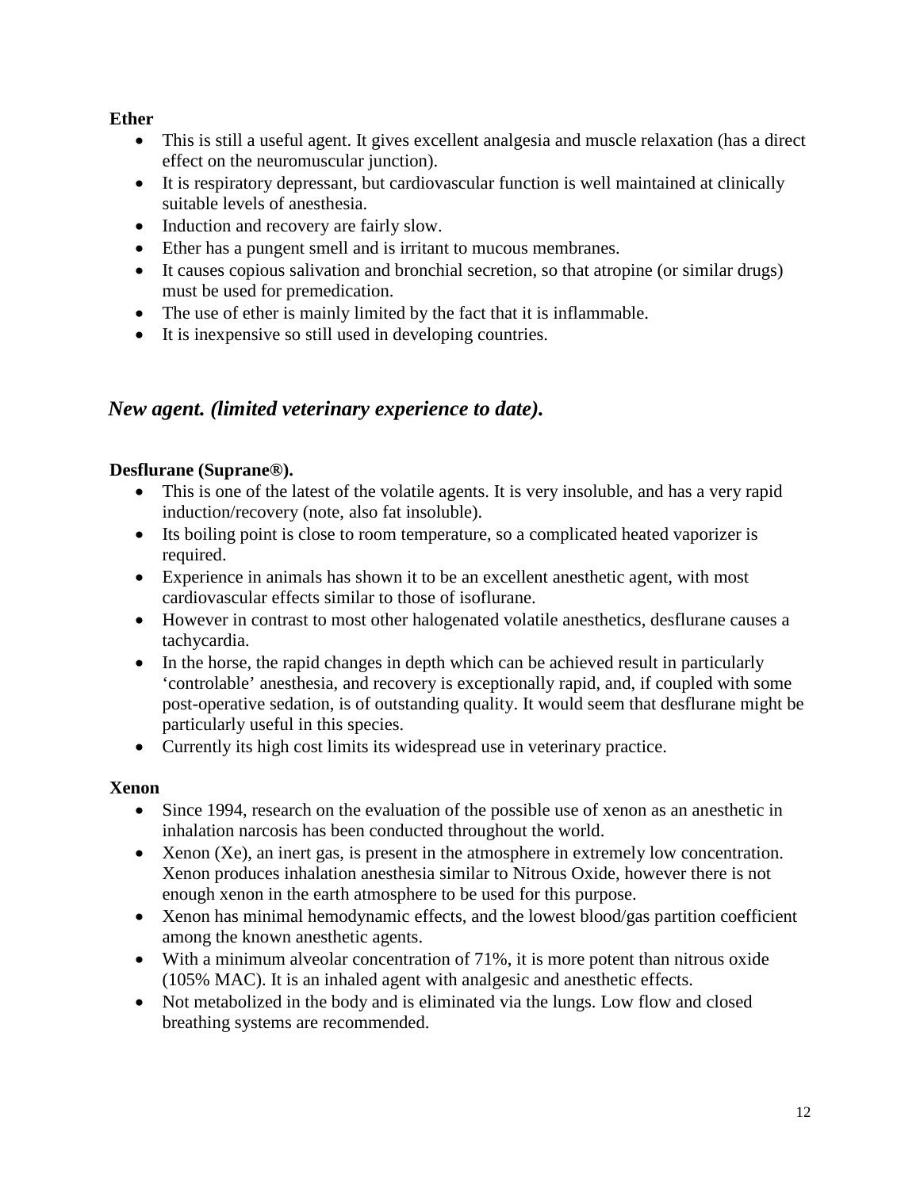**Ether**

- This is still a useful agent. It gives excellent analgesia and muscle relaxation (has a direct effect on the neuromuscular junction).
- It is respiratory depressant, but cardiovascular function is well maintained at clinically suitable levels of anesthesia.
- Induction and recovery are fairly slow.
- Ether has a pungent smell and is irritant to mucous membranes.
- It causes copious salivation and bronchial secretion, so that atropine (or similar drugs) must be used for premedication.
- The use of ether is mainly limited by the fact that it is inflammable.
- It is inexpensive so still used in developing countries.

## *New agent. (limited veterinary experience to date).*

**Desflurane (Suprane®).**

- This is one of the latest of the volatile agents. It is very insoluble, and has a very rapid induction/recovery (note, also fat insoluble).
- Its boiling point is close to room temperature, so a complicated heated vaporizer is required.
- Experience in animals has shown it to be an excellent anesthetic agent, with most cardiovascular effects similar to those of isoflurane.
- However in contrast to most other halogenated volatile anesthetics, desflurane causes a tachycardia.
- In the horse, the rapid changes in depth which can be achieved result in particularly 'controlable' anesthesia, and recovery is exceptionally rapid, and, if coupled with some post-operative sedation, is of outstanding quality. It would seem that desflurane might be particularly useful in this species.
- Currently its high cost limits its widespread use in veterinary practice.

**Xenon**

- Since 1994, research on the evaluation of the possible use of xenon as an anesthetic in inhalation narcosis has been conducted throughout the world.
- Xenon (Xe), an inert gas, is present in the atmosphere in extremely low concentration. Xenon produces inhalation anesthesia similar to Nitrous Oxide, however there is not enough xenon in the earth atmosphere to be used for this purpose.
- Xenon has minimal hemodynamic effects, and the lowest blood/gas partition coefficient among the known anesthetic agents.
- With a minimum alveolar concentration of 71%, it is more potent than nitrous oxide (105% MAC). It is an inhaled agent with analgesic and anesthetic effects.
- Not metabolized in the body and is eliminated via the lungs. Low flow and closed breathing systems are recommended.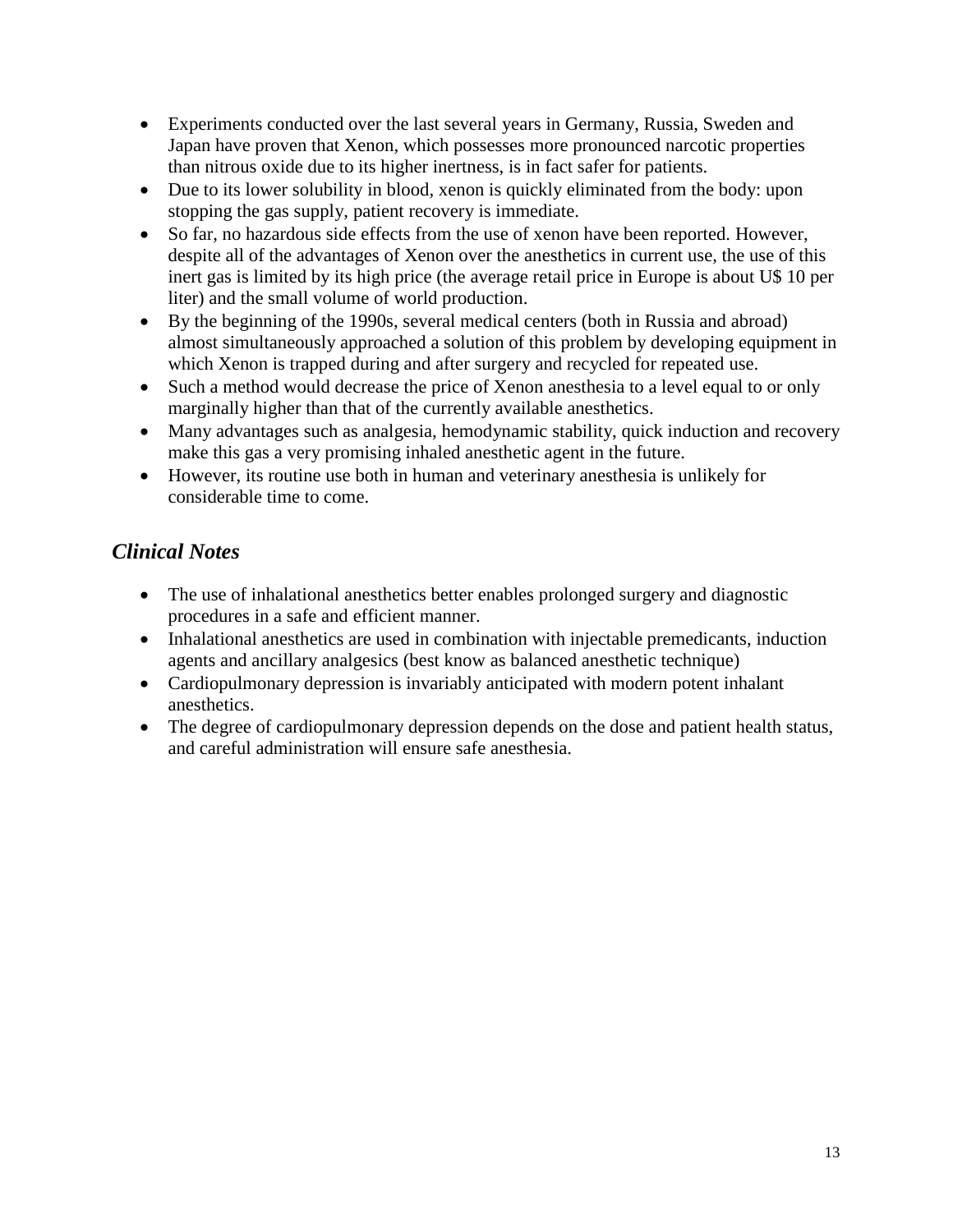- Experiments conducted over the last several years in Germany, Russia, Sweden and Japan have proven that Xenon, which possesses more pronounced narcotic properties than nitrous oxide due to its higher inertness, is in fact safer for patients.
- Due to its lower solubility in blood, xenon is quickly eliminated from the body: upon stopping the gas supply, patient recovery is immediate.
- So far, no hazardous side effects from the use of xenon have been reported. However, despite all of the advantages of Xenon over the anesthetics in current use, the use of this inert gas is limited by its high price (the average retail price in Europe is about U$ 10 per liter) and the small volume of world production.
- By the beginning of the 1990s, several medical centers (both in Russia and abroad) almost simultaneously approached a solution of this problem by developing equipment in which Xenon is trapped during and after surgery and recycled for repeated use.
- Such a method would decrease the price of Xenon anesthesia to a level equal to or only marginally higher than that of the currently available anesthetics.
- Many advantages such as analgesia, hemodynamic stability, quick induction and recovery make this gas a very promising inhaled anesthetic agent in the future.
- However, its routine use both in human and veterinary anesthesia is unlikely for considerable time to come.

## *Clinical Notes*

- The use of inhalational anesthetics better enables prolonged surgery and diagnostic procedures in a safe and efficient manner.
- Inhalational anesthetics are used in combination with injectable premedicants, induction agents and ancillary analgesics (best know as balanced anesthetic technique)
- Cardiopulmonary depression is invariably anticipated with modern potent inhalant anesthetics.
- The degree of cardiopulmonary depression depends on the dose and patient health status, and careful administration will ensure safe anesthesia.